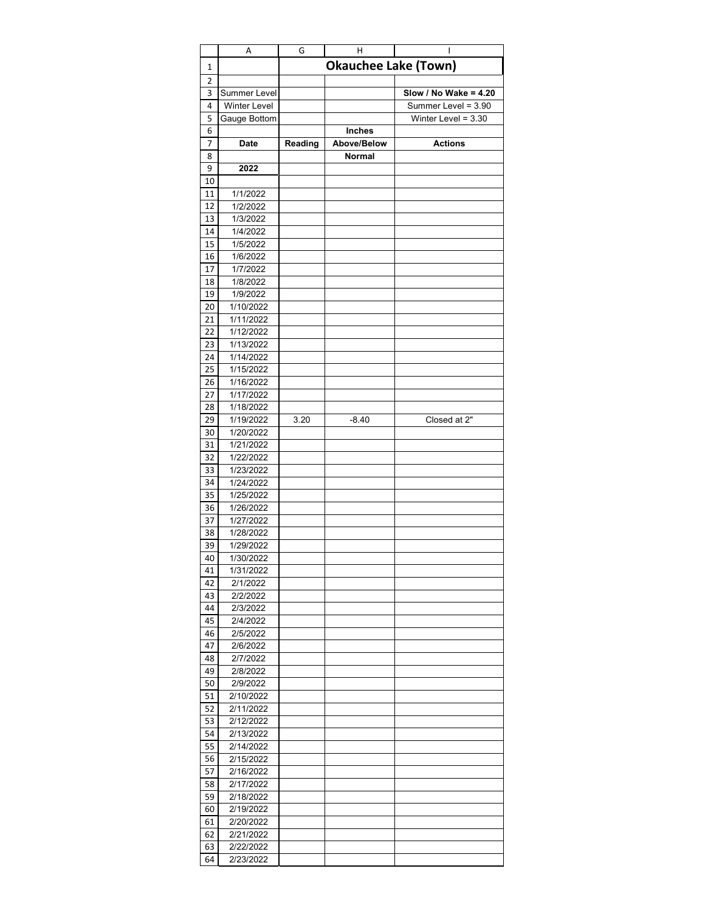# Okauchee Lake (Town)

| | | | |
|---|---|---|---|
| Summer Level | | | **Slow / No Wake = 4.20** |
| Winter Level | | | Summer Level = 3.90 |
| Gauge Bottom | | | Winter Level = 3.30 |
| | | **Inches** | |
| **Date** | **Reading** | **Above/Below** | **Actions** |
| | | **Normal** | |
| **2022** | | | |
| | | | |
| 1/1/2022 | | | |
| 1/2/2022 | | | |
| 1/3/2022 | | | |
| 1/4/2022 | | | |
| 1/5/2022 | | | |
| 1/6/2022 | | | |
| 1/7/2022 | | | |
| 1/8/2022 | | | |
| 1/9/2022 | | | |
| 1/10/2022 | | | |
| 1/11/2022 | | | |
| 1/12/2022 | | | |
| 1/13/2022 | | | |
| 1/14/2022 | | | |
| 1/15/2022 | | | |
| 1/16/2022 | | | |
| 1/17/2022 | | | |
| 1/18/2022 | | | |
| 1/19/2022 | 3.20 | -8.40 | Closed at 2" |
| 1/20/2022 | | | |
| 1/21/2022 | | | |
| 1/22/2022 | | | |
| 1/23/2022 | | | |
| 1/24/2022 | | | |
| 1/25/2022 | | | |
| 1/26/2022 | | | |
| 1/27/2022 | | | |
| 1/28/2022 | | | |
| 1/29/2022 | | | |
| 1/30/2022 | | | |
| 1/31/2022 | | | |
| 2/1/2022 | | | |
| 2/2/2022 | | | |
| 2/3/2022 | | | |
| 2/4/2022 | | | |
| 2/5/2022 | | | |
| 2/6/2022 | | | |
| 2/7/2022 | | | |
| 2/8/2022 | | | |
| 2/9/2022 | | | |
| 2/10/2022 | | | |
| 2/11/2022 | | | |
| 2/12/2022 | | | |
| 2/13/2022 | | | |
| 2/14/2022 | | | |
| 2/15/2022 | | | |
| 2/16/2022 | | | |
| 2/17/2022 | | | |
| 2/18/2022 | | | |
| 2/19/2022 | | | |
| 2/20/2022 | | | |
| 2/21/2022 | | | |
| 2/22/2022 | | | |
| 2/23/2022 | | | |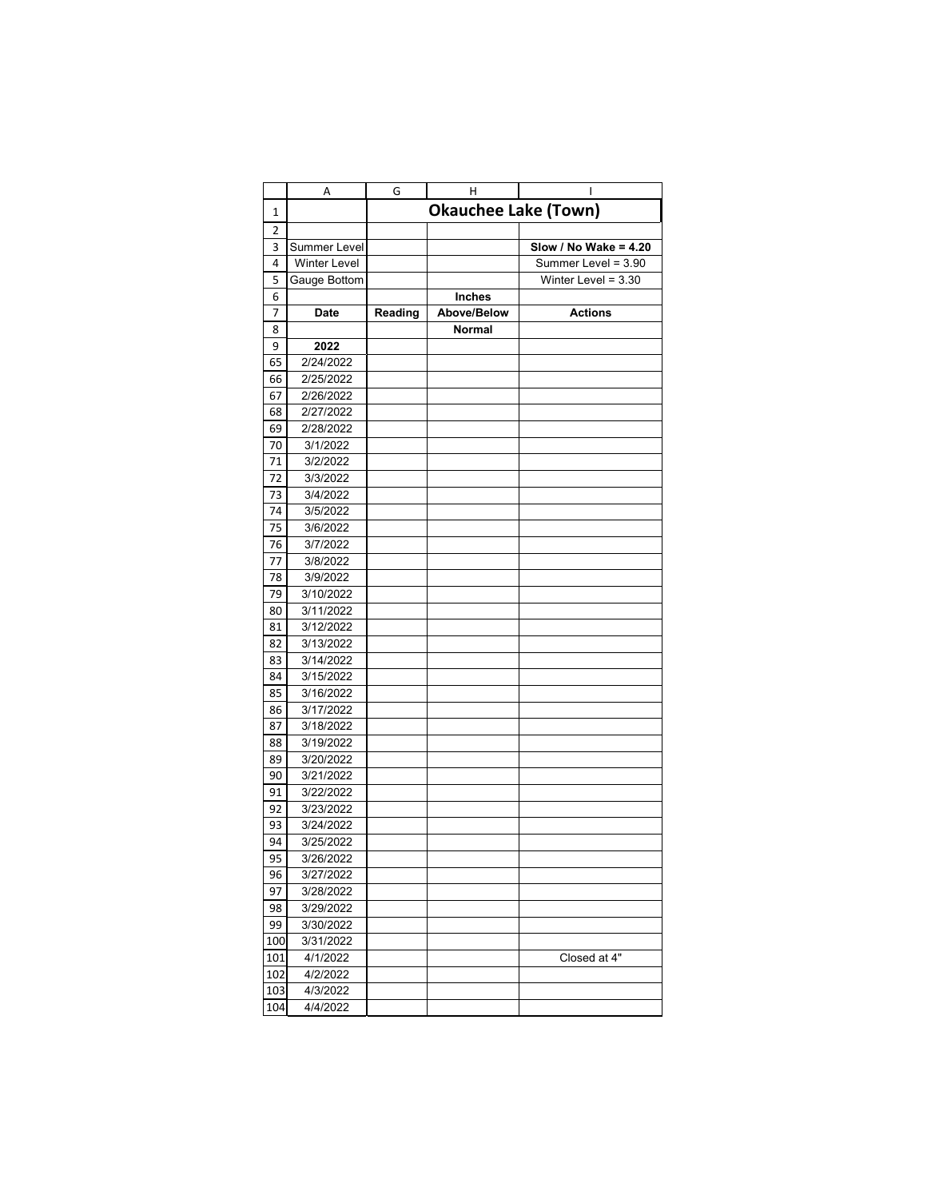| | A | G | H | I |
|---|---|---|---|---|
| 1 | | Okauchee Lake (Town) | | |
| 2 | | | | |
| 3 | Summer Level | | | **Slow / No Wake = 4.20** |
| 4 | Winter Level | | | Summer Level = 3.90 |
| 5 | Gauge Bottom | | | Winter Level = 3.30 |
| 6 | | | **Inches** | |
| 7 | **Date** | **Reading** | **Above/Below** | **Actions** |
| 8 | | | **Normal** | |
| 9 | **2022** | | | |
| 65 | 2/24/2022 | | | |
| 66 | 2/25/2022 | | | |
| 67 | 2/26/2022 | | | |
| 68 | 2/27/2022 | | | |
| 69 | 2/28/2022 | | | |
| 70 | 3/1/2022 | | | |
| 71 | 3/2/2022 | | | |
| 72 | 3/3/2022 | | | |
| 73 | 3/4/2022 | | | |
| 74 | 3/5/2022 | | | |
| 75 | 3/6/2022 | | | |
| 76 | 3/7/2022 | | | |
| 77 | 3/8/2022 | | | |
| 78 | 3/9/2022 | | | |
| 79 | 3/10/2022 | | | |
| 80 | 3/11/2022 | | | |
| 81 | 3/12/2022 | | | |
| 82 | 3/13/2022 | | | |
| 83 | 3/14/2022 | | | |
| 84 | 3/15/2022 | | | |
| 85 | 3/16/2022 | | | |
| 86 | 3/17/2022 | | | |
| 87 | 3/18/2022 | | | |
| 88 | 3/19/2022 | | | |
| 89 | 3/20/2022 | | | |
| 90 | 3/21/2022 | | | |
| 91 | 3/22/2022 | | | |
| 92 | 3/23/2022 | | | |
| 93 | 3/24/2022 | | | |
| 94 | 3/25/2022 | | | |
| 95 | 3/26/2022 | | | |
| 96 | 3/27/2022 | | | |
| 97 | 3/28/2022 | | | |
| 98 | 3/29/2022 | | | |
| 99 | 3/30/2022 | | | |
| 100 | 3/31/2022 | | | |
| 101 | 4/1/2022 | | | Closed at 4" |
| 102 | 4/2/2022 | | | |
| 103 | 4/3/2022 | | | |
| 104 | 4/4/2022 | | | |